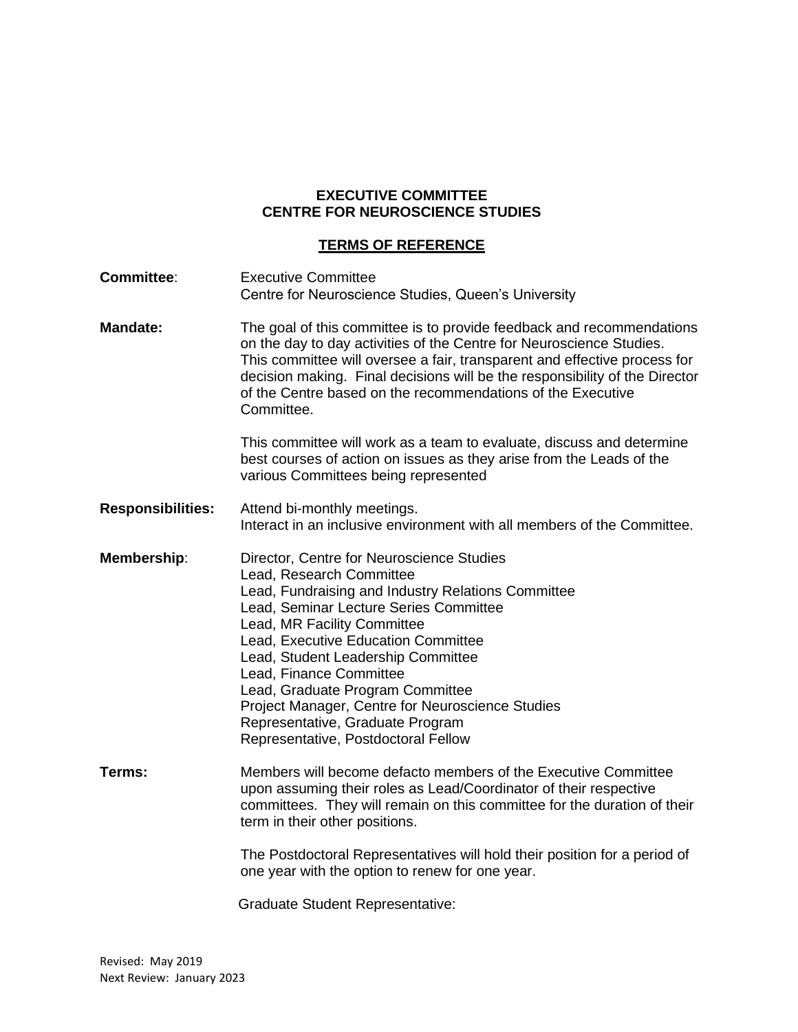**EXECUTIVE COMMITTEE**
**CENTRE FOR NEUROSCIENCE STUDIES**

**TERMS OF REFERENCE**

**Committee**: Executive Committee
Centre for Neuroscience Studies, Queen's University

**Mandate:** The goal of this committee is to provide feedback and recommendations on the day to day activities of the Centre for Neuroscience Studies. This committee will oversee a fair, transparent and effective process for decision making. Final decisions will be the responsibility of the Director of the Centre based on the recommendations of the Executive Committee.

This committee will work as a team to evaluate, discuss and determine best courses of action on issues as they arise from the Leads of the various Committees being represented

**Responsibilities:** Attend bi-monthly meetings.
Interact in an inclusive environment with all members of the Committee.

**Membership**:
Director, Centre for Neuroscience Studies
Lead, Research Committee
Lead, Fundraising and Industry Relations Committee
Lead, Seminar Lecture Series Committee
Lead, MR Facility Committee
Lead, Executive Education Committee
Lead, Student Leadership Committee
Lead, Finance Committee
Lead, Graduate Program Committee
Project Manager, Centre for Neuroscience Studies
Representative, Graduate Program
Representative, Postdoctoral Fellow

**Terms:** Members will become defacto members of the Executive Committee upon assuming their roles as Lead/Coordinator of their respective committees. They will remain on this committee for the duration of their term in their other positions.

The Postdoctoral Representatives will hold their position for a period of one year with the option to renew for one year.

Graduate Student Representative:

Revised: May 2019
Next Review: January 2023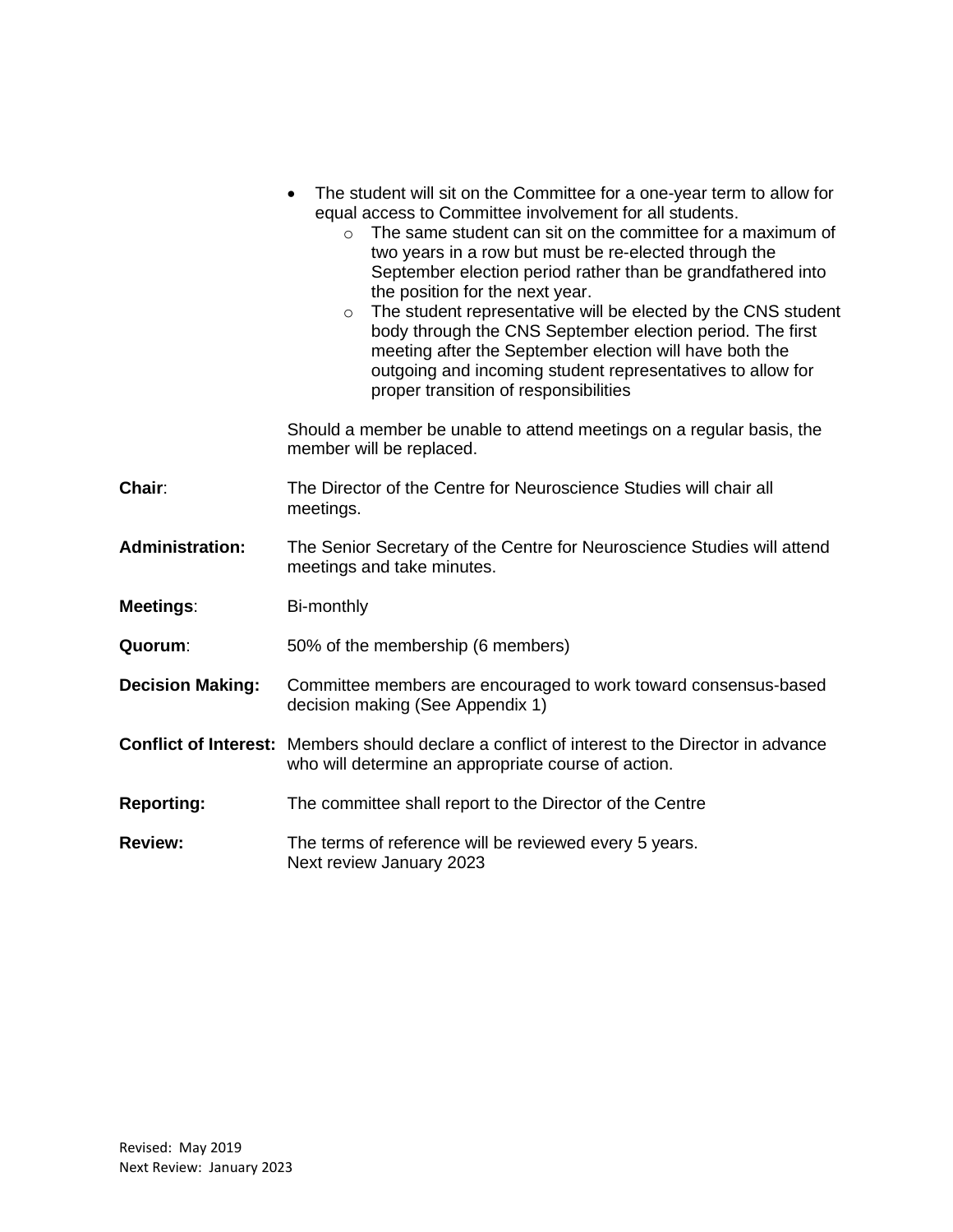- The student will sit on the Committee for a one-year term to allow for equal access to Committee involvement for all students.
  - The same student can sit on the committee for a maximum of two years in a row but must be re-elected through the September election period rather than be grandfathered into the position for the next year.
  - The student representative will be elected by the CNS student body through the CNS September election period. The first meeting after the September election will have both the outgoing and incoming student representatives to allow for proper transition of responsibilities

Should a member be unable to attend meetings on a regular basis, the member will be replaced.

**Chair**: The Director of the Centre for Neuroscience Studies will chair all meetings.

**Administration:** The Senior Secretary of the Centre for Neuroscience Studies will attend meetings and take minutes.

**Meetings**: Bi-monthly

**Quorum**: 50% of the membership (6 members)

**Decision Making:** Committee members are encouraged to work toward consensus-based decision making (See Appendix 1)

**Conflict of Interest:** Members should declare a conflict of interest to the Director in advance who will determine an appropriate course of action.

**Reporting:** The committee shall report to the Director of the Centre

**Review:** The terms of reference will be reviewed every 5 years.
Next review January 2023

Revised: May 2019
Next Review: January 2023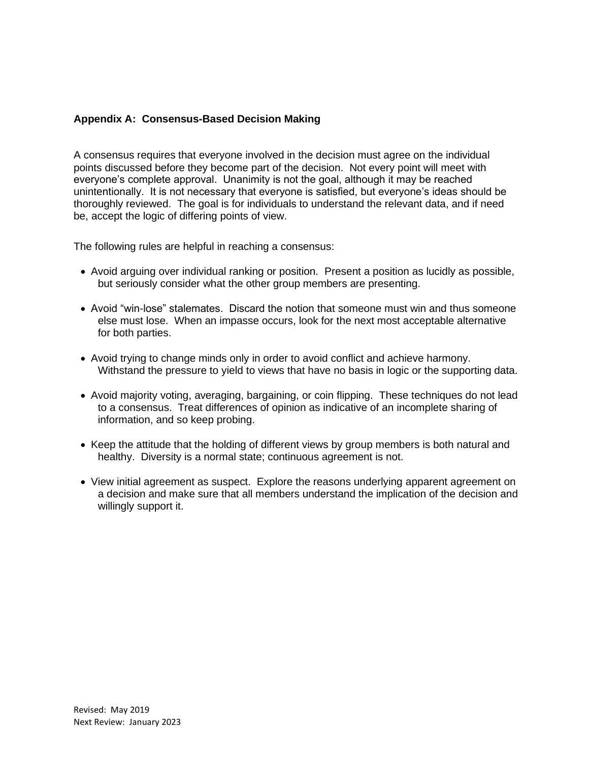## Appendix A: Consensus-Based Decision Making

A consensus requires that everyone involved in the decision must agree on the individual points discussed before they become part of the decision. Not every point will meet with everyone's complete approval. Unanimity is not the goal, although it may be reached unintentionally. It is not necessary that everyone is satisfied, but everyone's ideas should be thoroughly reviewed. The goal is for individuals to understand the relevant data, and if need be, accept the logic of differing points of view.

The following rules are helpful in reaching a consensus:

- Avoid arguing over individual ranking or position. Present a position as lucidly as possible, but seriously consider what the other group members are presenting.
- Avoid "win-lose" stalemates. Discard the notion that someone must win and thus someone else must lose. When an impasse occurs, look for the next most acceptable alternative for both parties.
- Avoid trying to change minds only in order to avoid conflict and achieve harmony. Withstand the pressure to yield to views that have no basis in logic or the supporting data.
- Avoid majority voting, averaging, bargaining, or coin flipping. These techniques do not lead to a consensus. Treat differences of opinion as indicative of an incomplete sharing of information, and so keep probing.
- Keep the attitude that the holding of different views by group members is both natural and healthy. Diversity is a normal state; continuous agreement is not.
- View initial agreement as suspect. Explore the reasons underlying apparent agreement on a decision and make sure that all members understand the implication of the decision and willingly support it.